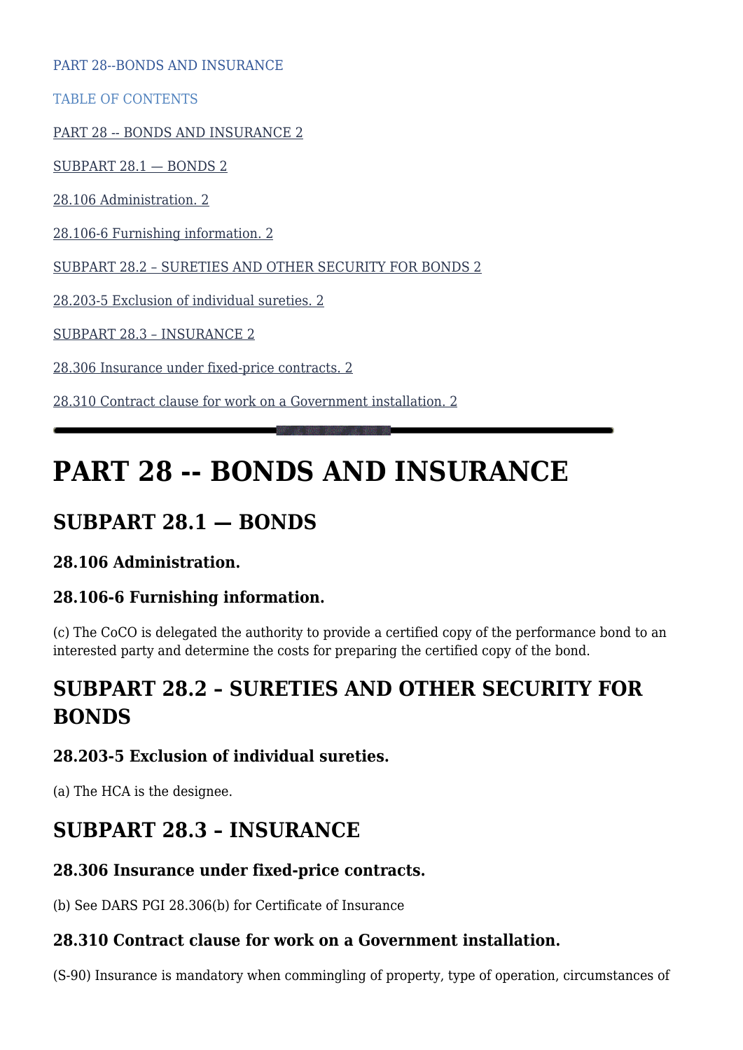PART 28--BONDS AND INSURANCE

TABLE OF CONTENTS

PART 28 -- BONDS AND INSURANCE 2

SUBPART 28.1 — BONDS 2

28.106 Administration. 2

28.106-6 Furnishing information. 2

SUBPART 28.2 – SURETIES AND OTHER SECURITY FOR BONDS 2

28.203-5 Exclusion of individual sureties. 2

SUBPART 28.3 – INSURANCE 2

28.306 Insurance under fixed-price contracts. 2

28.310 Contract clause for work on a Government installation. 2

---

# PART 28 -- BONDS AND INSURANCE

## SUBPART 28.1 — BONDS

### 28.106 Administration.

### 28.106-6 Furnishing information.

(c) The CoCO is delegated the authority to provide a certified copy of the performance bond to an interested party and determine the costs for preparing the certified copy of the bond.

## SUBPART 28.2 – SURETIES AND OTHER SECURITY FOR BONDS

### 28.203-5 Exclusion of individual sureties.

(a) The HCA is the designee.

## SUBPART 28.3 – INSURANCE

### 28.306 Insurance under fixed-price contracts.

(b) See DARS PGI 28.306(b) for Certificate of Insurance

### 28.310 Contract clause for work on a Government installation.

(S-90) Insurance is mandatory when commingling of property, type of operation, circumstances of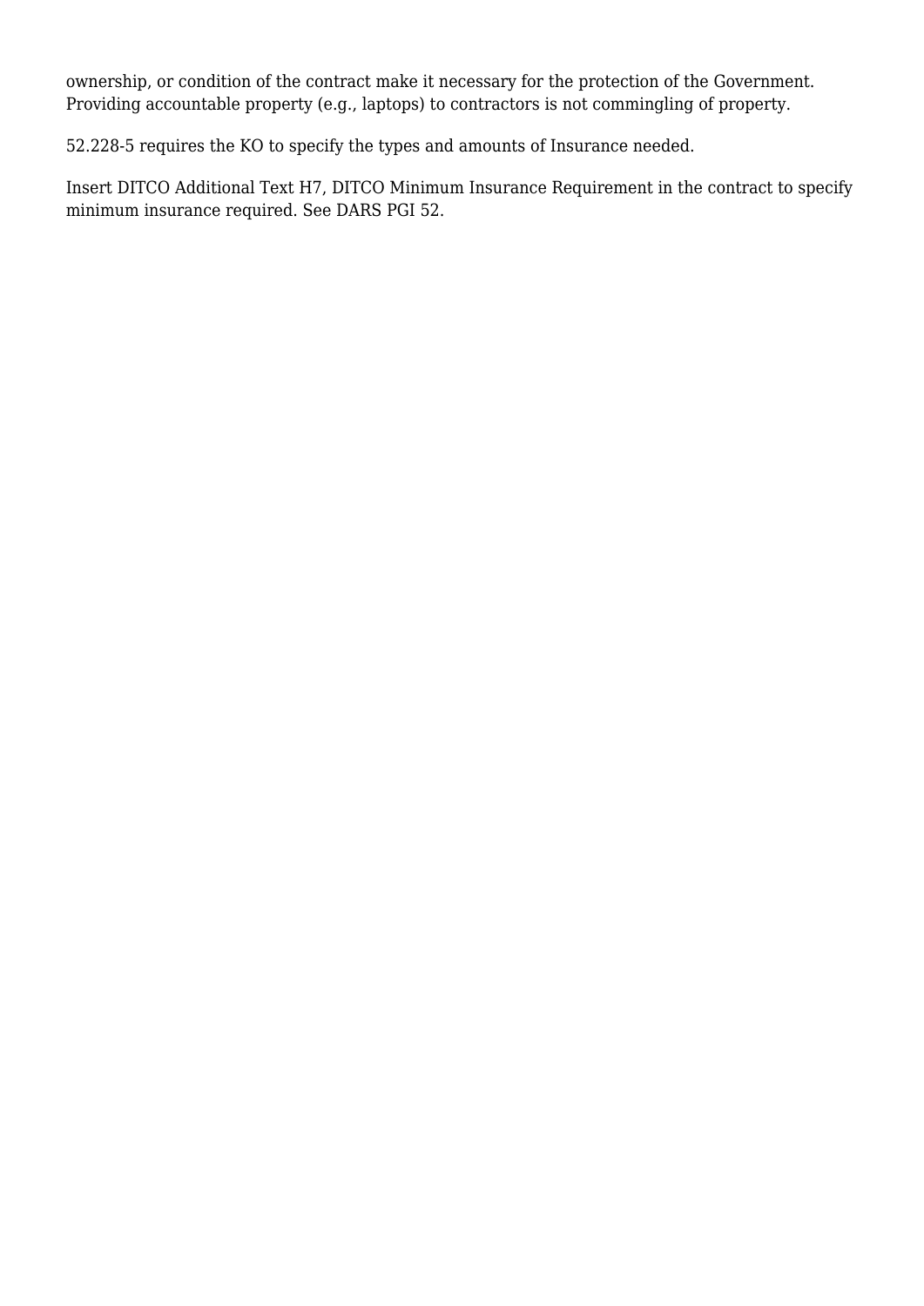ownership, or condition of the contract make it necessary for the protection of the Government. Providing accountable property (e.g., laptops) to contractors is not commingling of property.

52.228-5 requires the KO to specify the types and amounts of Insurance needed.

Insert DITCO Additional Text H7, DITCO Minimum Insurance Requirement in the contract to specify minimum insurance required. See DARS PGI 52.